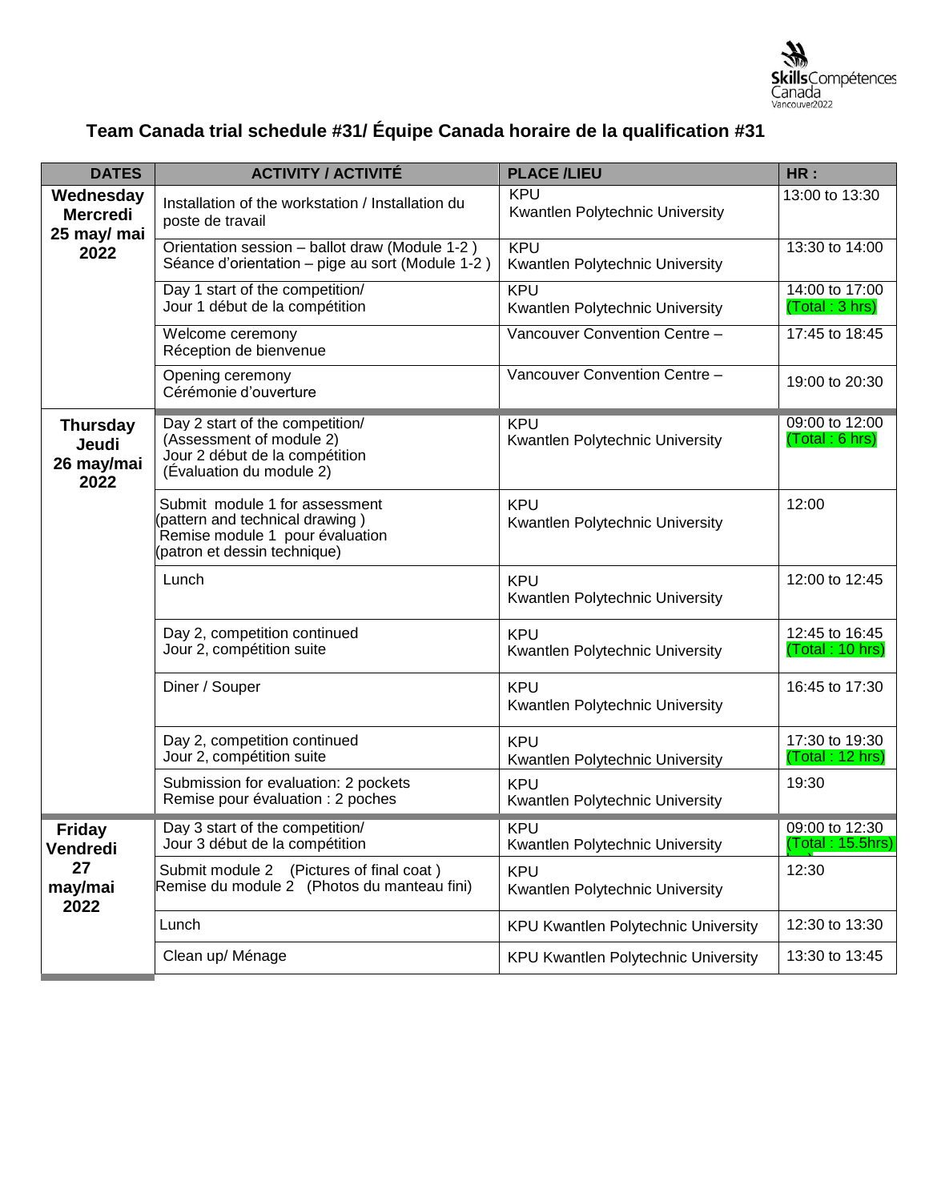# Team Canada trial schedule #31/ Équipe Canada horaire de la qualification #31

| DATES | ACTIVITY / ACTIVITÉ | PLACE /LIEU | HR : |
|---|---|---|---|
| **Wednesday Mercredi 25 may/ mai 2022** | Installation of the workstation / Installation du poste de travail | KPU Kwantlen Polytechnic University | 13:00 to 13:30 |
| | Orientation session – ballot draw (Module 1-2 ) Séance d'orientation – pige au sort (Module 1-2 ) | KPU Kwantlen Polytechnic University | 13:30 to 14:00 |
| | Day 1 start of the competition/ Jour 1 début de la compétition | KPU Kwantlen Polytechnic University | 14:00 to 17:00 (Total : 3 hrs) |
| | Welcome ceremony Réception de bienvenue | Vancouver Convention Centre – | 17:45 to 18:45 |
| | Opening ceremony Cérémonie d'ouverture | Vancouver Convention Centre – | 19:00 to 20:30 |
| **Thursday Jeudi 26 may/mai 2022** | Day 2 start of the competition/ (Assessment of module 2) Jour 2 début de la compétition (Évaluation du module 2) | KPU Kwantlen Polytechnic University | 09:00 to 12:00 (Total : 6 hrs) |
| | Submit module 1 for assessment (pattern and technical drawing ) Remise module 1 pour évaluation (patron et dessin technique) | KPU Kwantlen Polytechnic University | 12:00 |
| | Lunch | KPU Kwantlen Polytechnic University | 12:00 to 12:45 |
| | Day 2, competition continued Jour 2, compétition suite | KPU Kwantlen Polytechnic University | 12:45 to 16:45 (Total : 10 hrs) |
| | Diner / Souper | KPU Kwantlen Polytechnic University | 16:45 to 17:30 |
| | Day 2, competition continued Jour 2, compétition suite | KPU Kwantlen Polytechnic University | 17:30 to 19:30 (Total : 12 hrs) |
| | Submission for evaluation: 2 pockets Remise pour évaluation : 2 poches | KPU Kwantlen Polytechnic University | 19:30 |
| **Friday Vendredi 27 may/mai 2022** | Day 3 start of the competition/ Jour 3 début de la compétition | KPU Kwantlen Polytechnic University | 09:00 to 12:30 (Total : 15.5hrs) |
| | Submit module 2 (Pictures of final coat ) Remise du module 2 (Photos du manteau fini) | KPU Kwantlen Polytechnic University | 12:30 |
| | Lunch | KPU Kwantlen Polytechnic University | 12:30 to 13:30 |
| | Clean up/ Ménage | KPU Kwantlen Polytechnic University | 13:30 to 13:45 |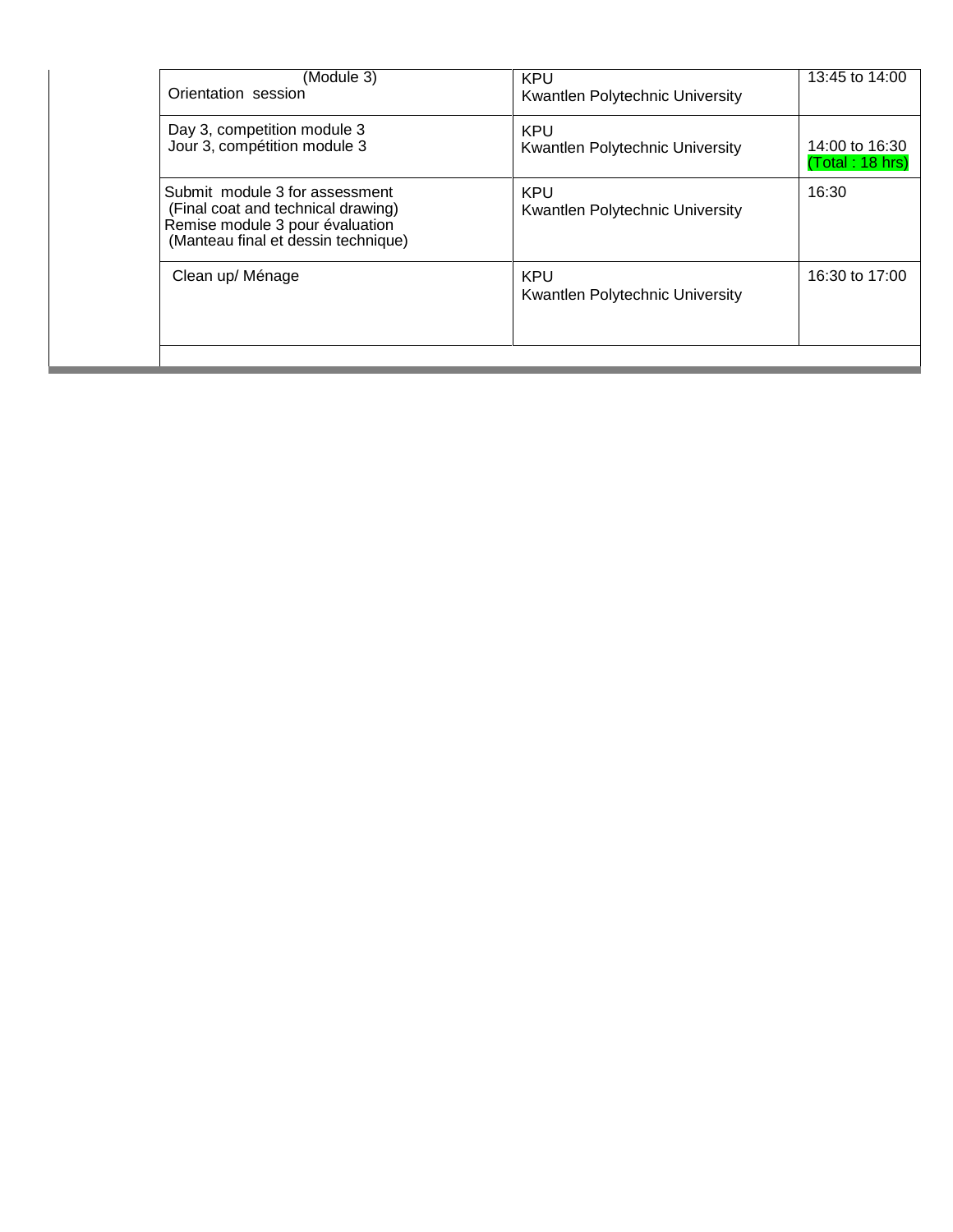| | | | |
|---|---|---|---|
| | (Module 3) Orientation session | KPU Kwantlen Polytechnic University | 13:45 to 14:00 |
| | Day 3, competition module 3 Jour 3, compétition module 3 | KPU Kwantlen Polytechnic University | 14:00 to 16:30 (Total : 18 hrs) |
| | Submit module 3 for assessment (Final coat and technical drawing) Remise module 3 pour évaluation (Manteau final et dessin technique) | KPU Kwantlen Polytechnic University | 16:30 |
| | Clean up/ Ménage | KPU Kwantlen Polytechnic University | 16:30 to 17:00 |
| | | | |